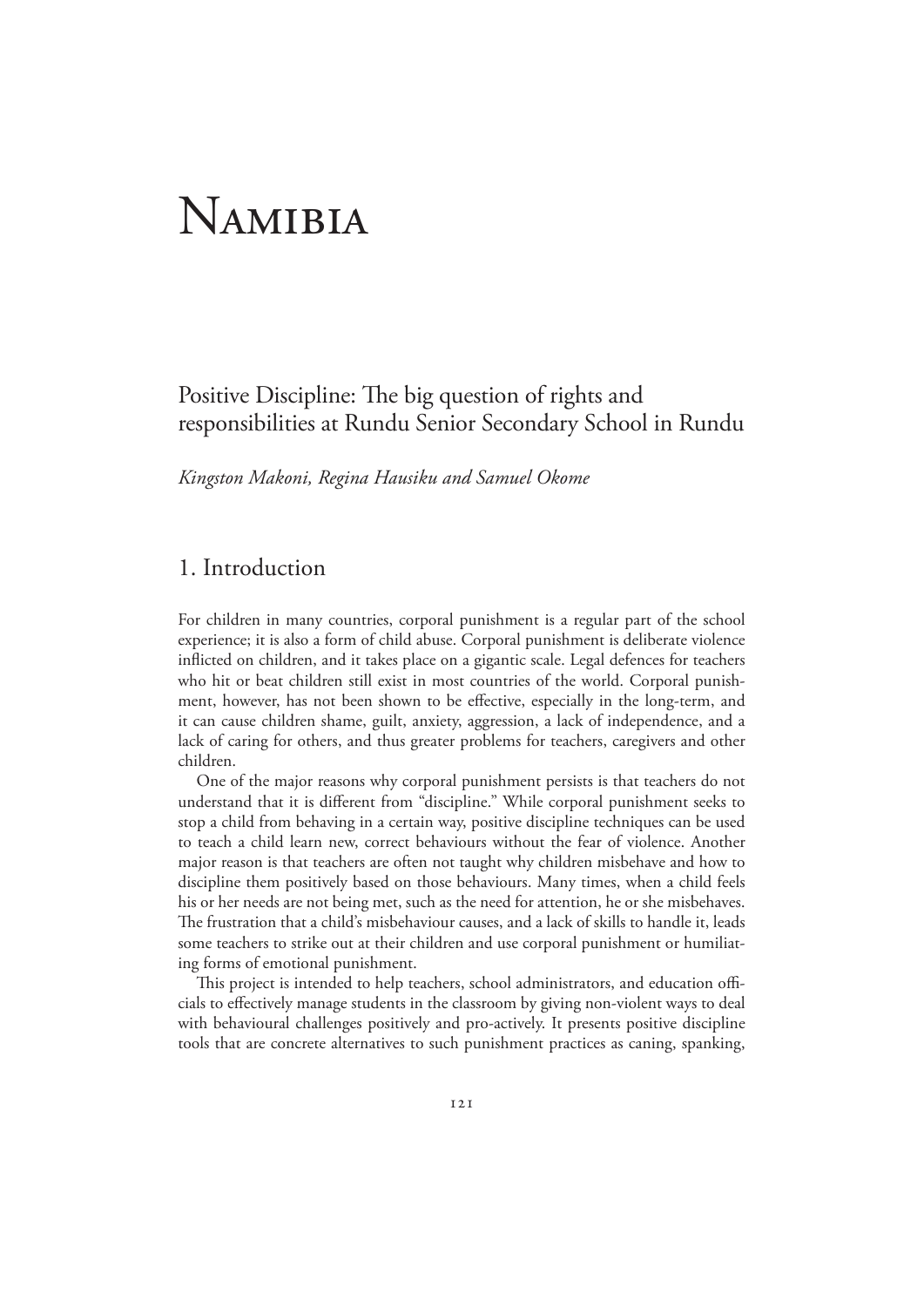# Namibia

## Positive Discipline: The big question of rights and responsibilities at Rundu Senior Secondary School in Rundu

*Kingston Makoni, Regina Hausiku and Samuel Okome*

## 1. Introduction

For children in many countries, corporal punishment is a regular part of the school experience; it is also a form of child abuse. Corporal punishment is deliberate violence inflicted on children, and it takes place on a gigantic scale. Legal defences for teachers who hit or beat children still exist in most countries of the world. Corporal punishment, however, has not been shown to be effective, especially in the long-term, and it can cause children shame, guilt, anxiety, aggression, a lack of independence, and a lack of caring for others, and thus greater problems for teachers, caregivers and other children.

One of the major reasons why corporal punishment persists is that teachers do not understand that it is different from "discipline." While corporal punishment seeks to stop a child from behaving in a certain way, positive discipline techniques can be used to teach a child learn new, correct behaviours without the fear of violence. Another major reason is that teachers are often not taught why children misbehave and how to discipline them positively based on those behaviours. Many times, when a child feels his or her needs are not being met, such as the need for attention, he or she misbehaves. The frustration that a child's misbehaviour causes, and a lack of skills to handle it, leads some teachers to strike out at their children and use corporal punishment or humiliating forms of emotional punishment.

This project is intended to help teachers, school administrators, and education officials to effectively manage students in the classroom by giving non-violent ways to deal with behavioural challenges positively and pro-actively. It presents positive discipline tools that are concrete alternatives to such punishment practices as caning, spanking,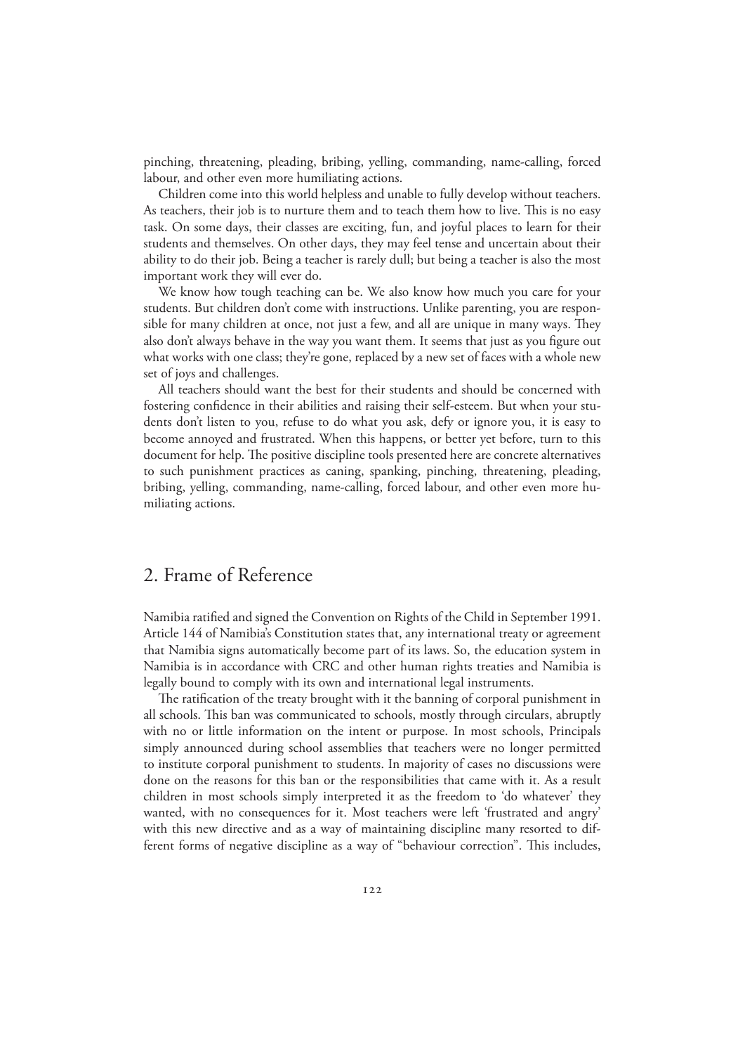pinching, threatening, pleading, bribing, yelling, commanding, name-calling, forced labour, and other even more humiliating actions.

Children come into this world helpless and unable to fully develop without teachers. As teachers, their job is to nurture them and to teach them how to live. This is no easy task. On some days, their classes are exciting, fun, and joyful places to learn for their students and themselves. On other days, they may feel tense and uncertain about their ability to do their job. Being a teacher is rarely dull; but being a teacher is also the most important work they will ever do.

We know how tough teaching can be. We also know how much you care for your students. But children don't come with instructions. Unlike parenting, you are responsible for many children at once, not just a few, and all are unique in many ways. They also don't always behave in the way you want them. It seems that just as you figure out what works with one class; they're gone, replaced by a new set of faces with a whole new set of joys and challenges.

All teachers should want the best for their students and should be concerned with fostering confidence in their abilities and raising their self-esteem. But when your students don't listen to you, refuse to do what you ask, defy or ignore you, it is easy to become annoyed and frustrated. When this happens, or better yet before, turn to this document for help. The positive discipline tools presented here are concrete alternatives to such punishment practices as caning, spanking, pinching, threatening, pleading, bribing, yelling, commanding, name-calling, forced labour, and other even more humiliating actions.

## 2. Frame of Reference

Namibia ratified and signed the Convention on Rights of the Child in September 1991. Article 144 of Namibia's Constitution states that, any international treaty or agreement that Namibia signs automatically become part of its laws. So, the education system in Namibia is in accordance with CRC and other human rights treaties and Namibia is legally bound to comply with its own and international legal instruments.

The ratification of the treaty brought with it the banning of corporal punishment in all schools. This ban was communicated to schools, mostly through circulars, abruptly with no or little information on the intent or purpose. In most schools, Principals simply announced during school assemblies that teachers were no longer permitted to institute corporal punishment to students. In majority of cases no discussions were done on the reasons for this ban or the responsibilities that came with it. As a result children in most schools simply interpreted it as the freedom to 'do whatever' they wanted, with no consequences for it. Most teachers were left 'frustrated and angry' with this new directive and as a way of maintaining discipline many resorted to different forms of negative discipline as a way of "behaviour correction". This includes,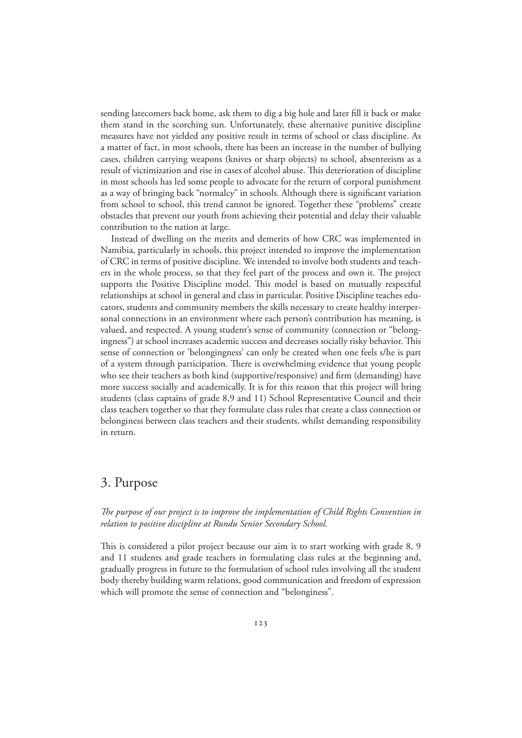sending latecomers back home, ask them to dig a big hole and later fill it back or make them stand in the scorching sun. Unfortunately, these alternative punitive discipline measures have not yielded any positive result in terms of school or class discipline. As a matter of fact, in most schools, there has been an increase in the number of bullying cases, children carrying weapons (knives or sharp objects) to school, absenteeism as a result of victimization and rise in cases of alcohol abuse. This deterioration of discipline in most schools has led some people to advocate for the return of corporal punishment as a way of bringing back "normalcy" in schools. Although there is significant variation from school to school, this trend cannot be ignored. Together these "problems" create obstacles that prevent our youth from achieving their potential and delay their valuable contribution to the nation at large.

Instead of dwelling on the merits and demerits of how CRC was implemented in Namibia, particularly in schools, this project intended to improve the implementation of CRC in terms of positive discipline. We intended to involve both students and teachers in the whole process, so that they feel part of the process and own it. The project supports the Positive Discipline model. This model is based on mutually respectful relationships at school in general and class in particular. Positive Discipline teaches educators, students and community members the skills necessary to create healthy interpersonal connections in an environment where each person's contribution has meaning, is valued, and respected. A young student's sense of community (connection or "belongingness") at school increases academic success and decreases socially risky behavior. This sense of connection or 'belongingness' can only be created when one feels s/he is part of a system through participation. There is overwhelming evidence that young people who see their teachers as both kind (supportive/responsive) and firm (demanding) have more success socially and academically. It is for this reason that this project will bring students (class captains of grade 8,9 and 11) School Representative Council and their class teachers together so that they formulate class rules that create a class connection or belonginess between class teachers and their students, whilst demanding responsibility in return.

## 3. Purpose

*The purpose of our project is to improve the implementation of Child Rights Convention in relation to positive discipline at Rundu Senior Secondary School.*

This is considered a pilot project because our aim is to start working with grade 8, 9 and 11 students and grade teachers in formulating class rules at the beginning and, gradually progress in future to the formulation of school rules involving all the student body thereby building warm relations, good communication and freedom of expression which will promote the sense of connection and "belonginess".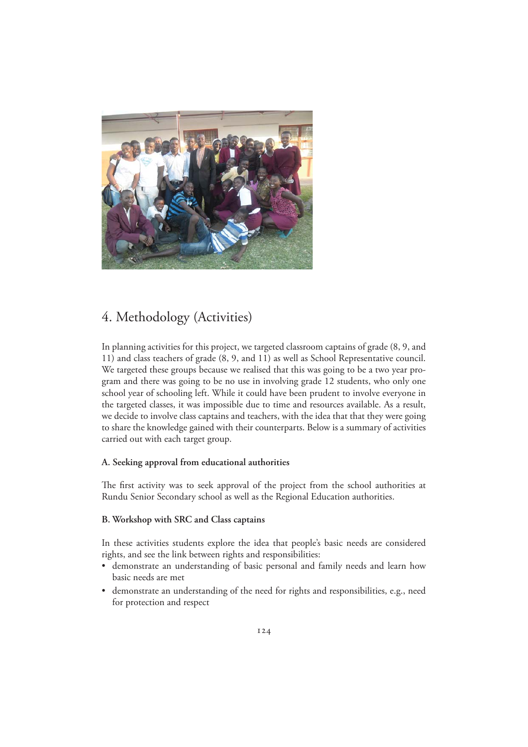## 4. Methodology (Activities)

In planning activities for this project, we targeted classroom captains of grade (8, 9, and 11) and class teachers of grade (8, 9, and 11) as well as School Representative council. We targeted these groups because we realised that this was going to be a two year program and there was going to be no use in involving grade 12 students, who only one school year of schooling left. While it could have been prudent to involve everyone in the targeted classes, it was impossible due to time and resources available. As a result, we decide to involve class captains and teachers, with the idea that that they were going to share the knowledge gained with their counterparts. Below is a summary of activities carried out with each target group.

**A. Seeking approval from educational authorities**

The first activity was to seek approval of the project from the school authorities at Rundu Senior Secondary school as well as the Regional Education authorities.

**B. Workshop with SRC and Class captains**

In these activities students explore the idea that people's basic needs are considered rights, and see the link between rights and responsibilities:

- demonstrate an understanding of basic personal and family needs and learn how basic needs are met
- demonstrate an understanding of the need for rights and responsibilities, e.g., need for protection and respect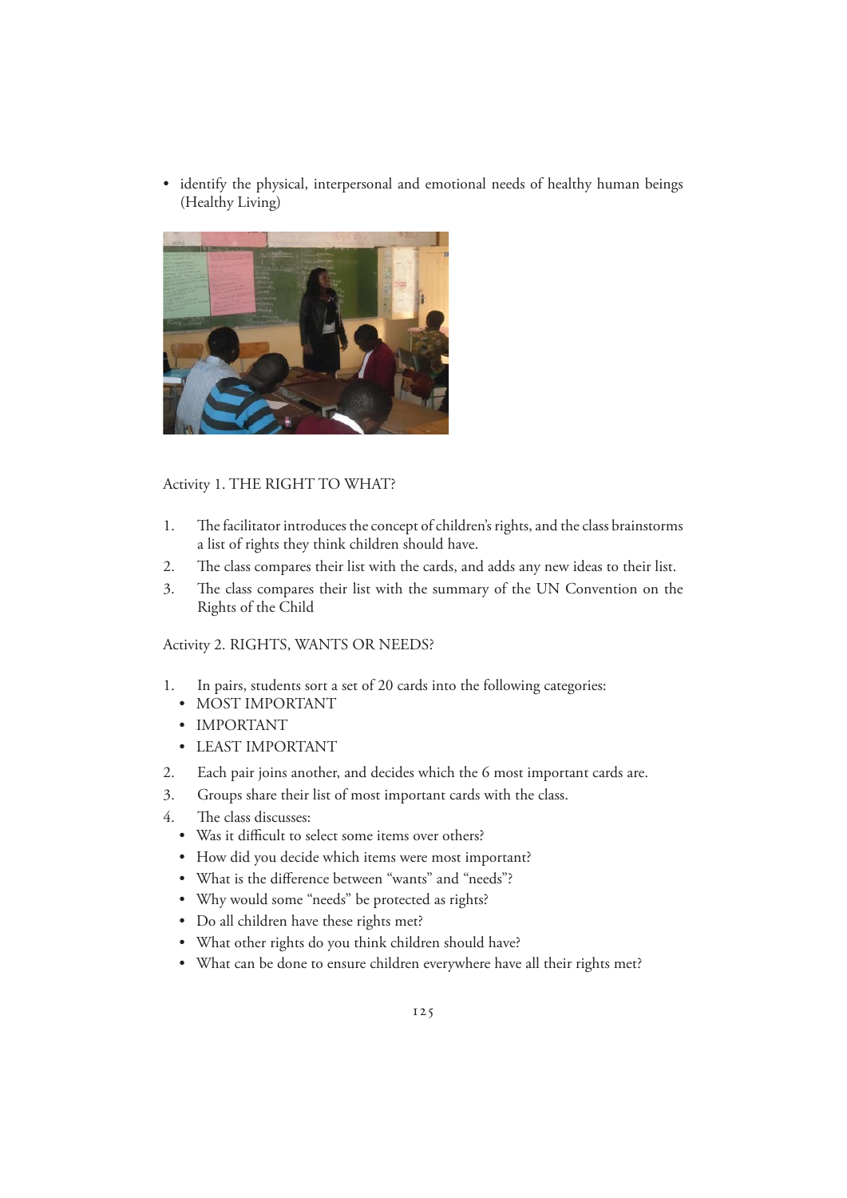- identify the physical, interpersonal and emotional needs of healthy human beings (Healthy Living)

Activity 1. THE RIGHT TO WHAT?

1. The facilitator introduces the concept of children's rights, and the class brainstorms a list of rights they think children should have.
2. The class compares their list with the cards, and adds any new ideas to their list.
3. The class compares their list with the summary of the UN Convention on the Rights of the Child

Activity 2. RIGHTS, WANTS OR NEEDS?

1. In pairs, students sort a set of 20 cards into the following categories:
   - MOST IMPORTANT
   - IMPORTANT
   - LEAST IMPORTANT
2. Each pair joins another, and decides which the 6 most important cards are.
3. Groups share their list of most important cards with the class.
4. The class discusses:
   - Was it difficult to select some items over others?
   - How did you decide which items were most important?
   - What is the difference between "wants" and "needs"?
   - Why would some "needs" be protected as rights?
   - Do all children have these rights met?
   - What other rights do you think children should have?
   - What can be done to ensure children everywhere have all their rights met?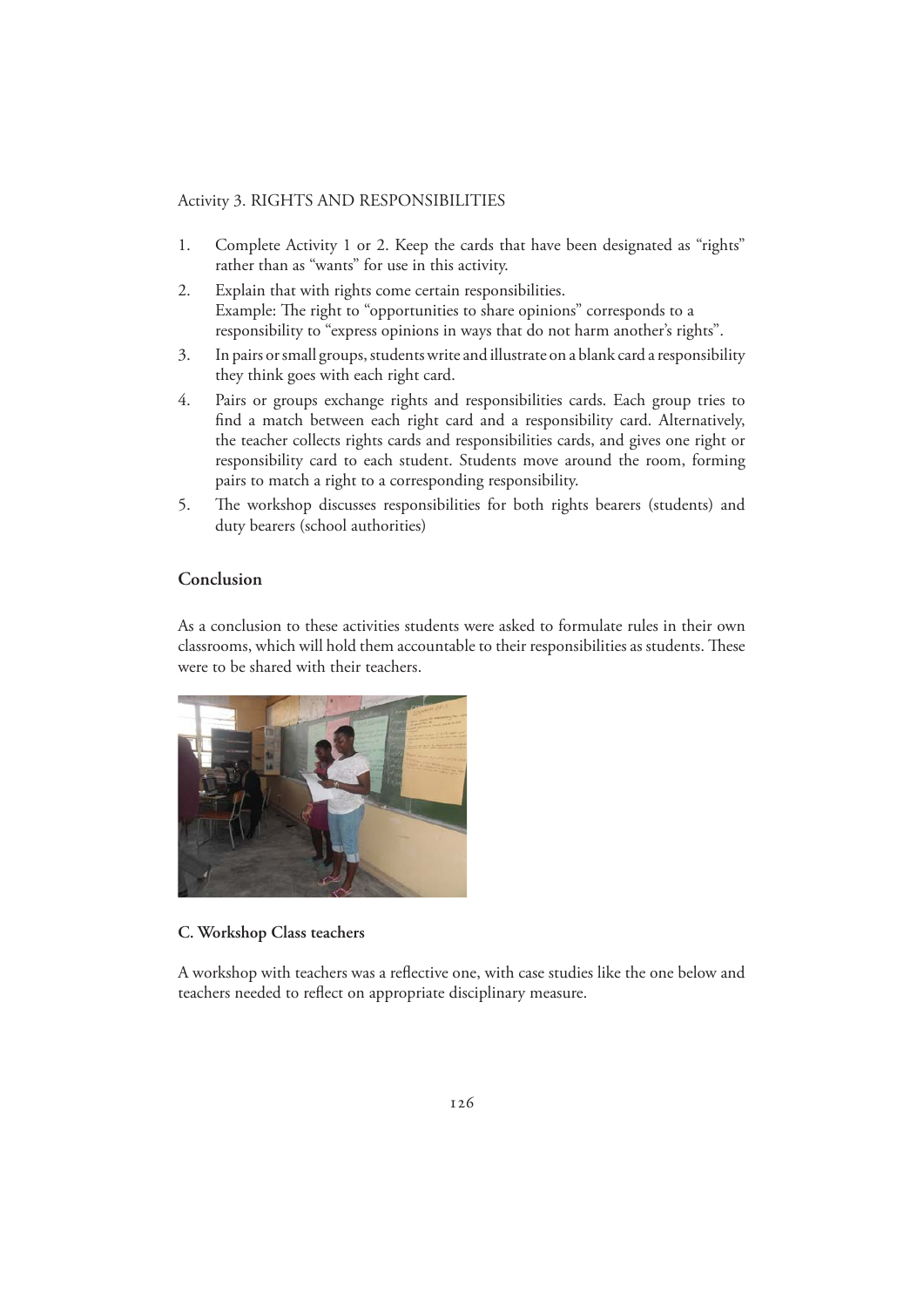Activity 3. RIGHTS AND RESPONSIBILITIES

1. Complete Activity 1 or 2. Keep the cards that have been designated as "rights" rather than as "wants" for use in this activity.
2. Explain that with rights come certain responsibilities.
   Example: The right to "opportunities to share opinions" corresponds to a responsibility to "express opinions in ways that do not harm another's rights".
3. In pairs or small groups, students write and illustrate on a blank card a responsibility they think goes with each right card.
4. Pairs or groups exchange rights and responsibilities cards. Each group tries to find a match between each right card and a responsibility card. Alternatively, the teacher collects rights cards and responsibilities cards, and gives one right or responsibility card to each student. Students move around the room, forming pairs to match a right to a corresponding responsibility.
5. The workshop discusses responsibilities for both rights bearers (students) and duty bearers (school authorities)

## Conclusion

As a conclusion to these activities students were asked to formulate rules in their own classrooms, which will hold them accountable to their responsibilities as students. These were to be shared with their teachers.

### C. Workshop Class teachers

A workshop with teachers was a reflective one, with case studies like the one below and teachers needed to reflect on appropriate disciplinary measure.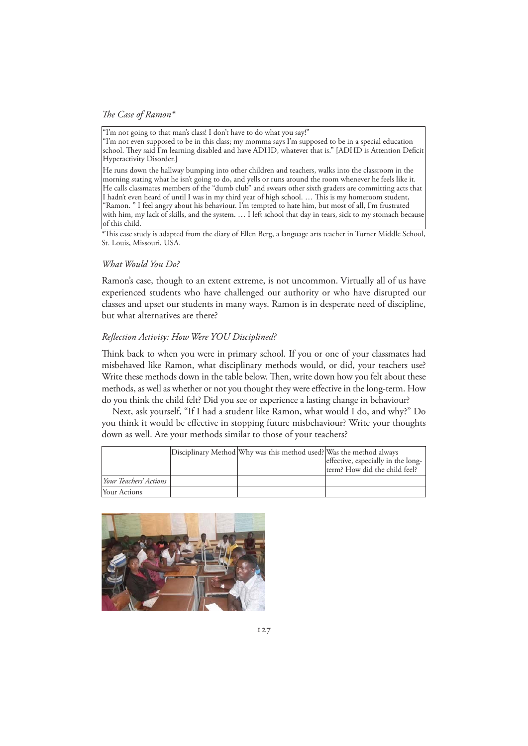*The Case of Ramon\**

"I'm not going to that man's class! I don't have to do what you say!"
"I'm not even supposed to be in this class; my momma says I'm supposed to be in a special education school. They said I'm learning disabled and have ADHD, whatever that is." [ADHD is Attention Deficit Hyperactivity Disorder.]

He runs down the hallway bumping into other children and teachers, walks into the classroom in the morning stating what he isn't going to do, and yells or runs around the room whenever he feels like it. He calls classmates members of the "dumb club" and swears other sixth graders are committing acts that I hadn't even heard of until I was in my third year of high school. … This is my homeroom student, "Ramon. " I feel angry about his behaviour. I'm tempted to hate him, but most of all, I'm frustrated with him, my lack of skills, and the system. … I left school that day in tears, sick to my stomach because of this child.

\*This case study is adapted from the diary of Ellen Berg, a language arts teacher in Turner Middle School, St. Louis, Missouri, USA.

*What Would You Do?*

Ramon's case, though to an extent extreme, is not uncommon. Virtually all of us have experienced students who have challenged our authority or who have disrupted our classes and upset our students in many ways. Ramon is in desperate need of discipline, but what alternatives are there?

*Reflection Activity: How Were YOU Disciplined?*

Think back to when you were in primary school. If you or one of your classmates had misbehaved like Ramon, what disciplinary methods would, or did, your teachers use? Write these methods down in the table below. Then, write down how you felt about these methods, as well as whether or not you thought they were effective in the long-term. How do you think the child felt? Did you see or experience a lasting change in behaviour?

Next, ask yourself, "If I had a student like Ramon, what would I do, and why?" Do you think it would be effective in stopping future misbehaviour? Write your thoughts down as well. Are your methods similar to those of your teachers?

| | Disciplinary Method | Why was this method used? | Was the method always effective, especially in the long-term? How did the child feel? |
|---|---|---|---|
| *Your Teachers' Actions* | | | |
| Your Actions | | | |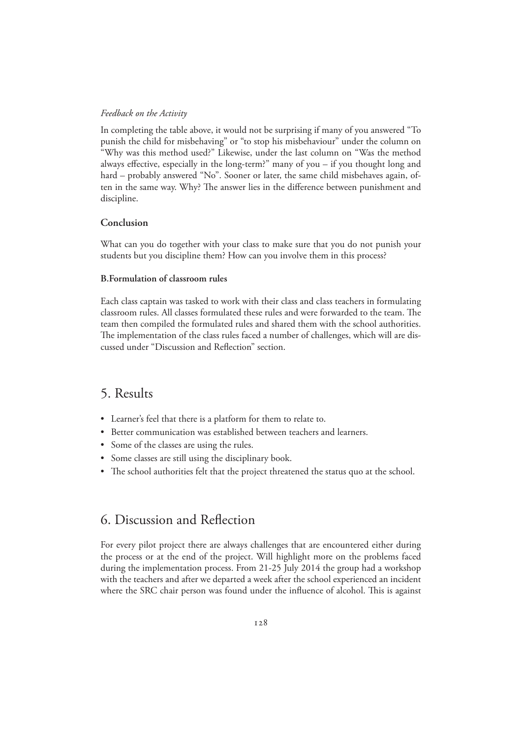*Feedback on the Activity*

In completing the table above, it would not be surprising if many of you answered "To punish the child for misbehaving" or "to stop his misbehaviour" under the column on "Why was this method used?" Likewise, under the last column on "Was the method always effective, especially in the long-term?" many of you – if you thought long and hard – probably answered "No". Sooner or later, the same child misbehaves again, often in the same way. Why? The answer lies in the difference between punishment and discipline.

**Conclusion**

What can you do together with your class to make sure that you do not punish your students but you discipline them? How can you involve them in this process?

**B.Formulation of classroom rules**

Each class captain was tasked to work with their class and class teachers in formulating classroom rules. All classes formulated these rules and were forwarded to the team. The team then compiled the formulated rules and shared them with the school authorities. The implementation of the class rules faced a number of challenges, which will are discussed under "Discussion and Reflection" section.

## 5. Results

- Learner's feel that there is a platform for them to relate to.
- Better communication was established between teachers and learners.
- Some of the classes are using the rules.
- Some classes are still using the disciplinary book.
- The school authorities felt that the project threatened the status quo at the school.

## 6. Discussion and Reflection

For every pilot project there are always challenges that are encountered either during the process or at the end of the project. Will highlight more on the problems faced during the implementation process. From 21-25 July 2014 the group had a workshop with the teachers and after we departed a week after the school experienced an incident where the SRC chair person was found under the influence of alcohol. This is against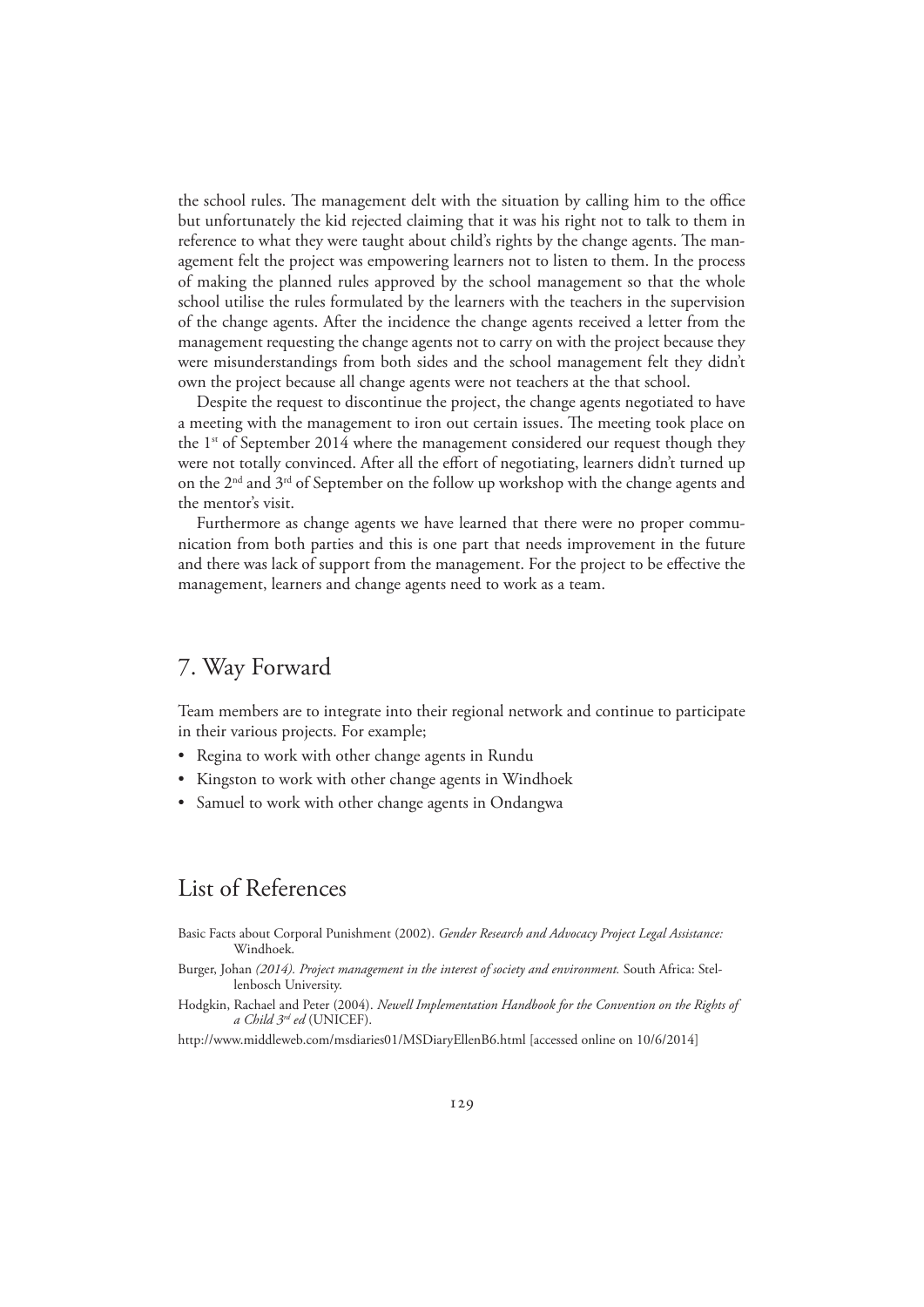the school rules. The management delt with the situation by calling him to the office but unfortunately the kid rejected claiming that it was his right not to talk to them in reference to what they were taught about child's rights by the change agents. The management felt the project was empowering learners not to listen to them. In the process of making the planned rules approved by the school management so that the whole school utilise the rules formulated by the learners with the teachers in the supervision of the change agents. After the incidence the change agents received a letter from the management requesting the change agents not to carry on with the project because they were misunderstandings from both sides and the school management felt they didn't own the project because all change agents were not teachers at the that school.

Despite the request to discontinue the project, the change agents negotiated to have a meeting with the management to iron out certain issues. The meeting took place on the 1st of September 2014 where the management considered our request though they were not totally convinced. After all the effort of negotiating, learners didn't turned up on the 2nd and 3rd of September on the follow up workshop with the change agents and the mentor's visit.

Furthermore as change agents we have learned that there were no proper communication from both parties and this is one part that needs improvement in the future and there was lack of support from the management. For the project to be effective the management, learners and change agents need to work as a team.

## 7. Way Forward

Team members are to integrate into their regional network and continue to participate in their various projects. For example;

- Regina to work with other change agents in Rundu
- Kingston to work with other change agents in Windhoek
- Samuel to work with other change agents in Ondangwa

## List of References

Basic Facts about Corporal Punishment (2002). *Gender Research and Advocacy Project Legal Assistance:* Windhoek.

Burger, Johan *(2014). Project management in the interest of society and environment.* South Africa: Stellenbosch University.

Hodgkin, Rachael and Peter (2004). *Newell Implementation Handbook for the Convention on the Rights of a Child 3rd ed* (UNICEF).

http://www.middleweb.com/msdiaries01/MSDiaryEllenB6.html [accessed online on 10/6/2014]